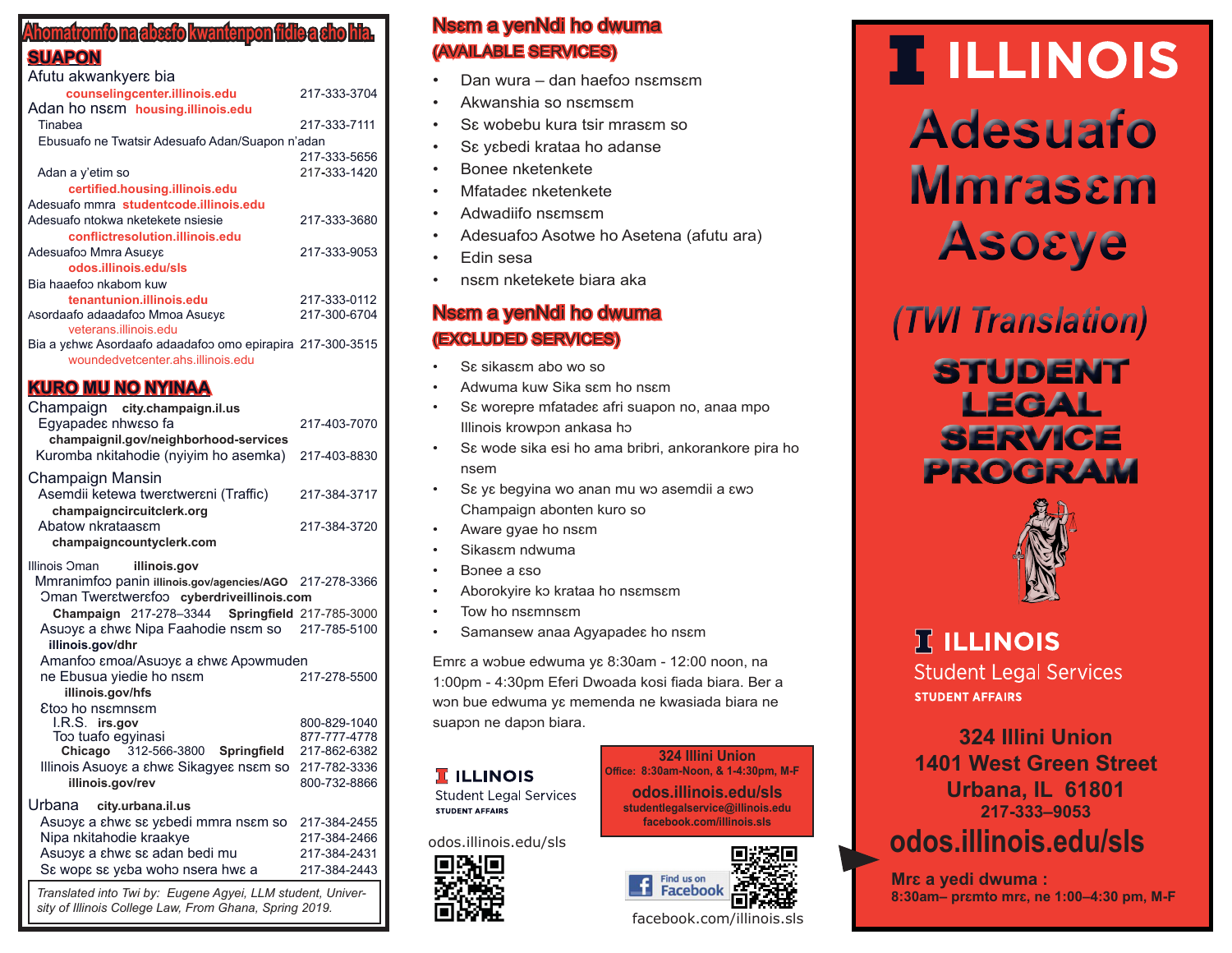## Ahomatromfo na abeεfo kwantenpon fidie a εho hia.

### SUAPON

Afutu akwankyerε bia
counselingcenter.illinois.edu — 217-333-3704

Adan ho nsεm housing.illinois.edu
Tinabea — 217-333-7111
Ebusuafo ne Twatsir Adesuafo Adan/Suapon n'adan — 217-333-5656
Adan a y'etim so — 217-333-1420
certified.housing.illinois.edu

Adesuafo mmra studentcode.illinois.edu
Adesuafo ntokwa nketekete nsiesie — 217-333-3680
conflictresolution.illinois.edu

Adesuafoɔ Mmra Asuεyε — 217-333-9053
odos.illinois.edu/sls

Bia haaefoɔ nkabom kuw
tenantunion.illinois.edu — 217-333-0112

Asordaafo adaadafoɔ Mmoa Asuεyε — 217-300-6704
veterans.illinois.edu

Bia a yεhwε Asordaafo adaadafoɔ omo epirapira — 217-300-3515
woundedvetcenter.ahs.illinois.edu

### KURO MU NO NYINAA

Champaign city.champaign.il.us
Egyapadeε nhwεso fa — 217-403-7070
champaignil.gov/neighborhood-services
Kuromba nkitahodie (nyiyim ho asemka) — 217-403-8830

Champaign Mansin
Asemdii ketewa twerεtwerεni (Traffic) — 217-384-3717
champaigncircuitclerk.org
Abatow nkrataasεm — 217-384-3720
champaigncountyclerk.com

Illinois Ɔman illinois.gov
Mmranimfoɔ panin illinois.gov/agencies/AGO — 217-278-3366
Ɔman Twerεtwerεfoɔ cyberdriveillinois.com
Champaign 217-278–3344 Springfield 217-785-3000
Asuɔyε a εhwε Nipa Faahodie nsεm so — 217-785-5100
illinois.gov/dhr
Amanfoɔ εmoa/Asuɔyε a εhwε Apɔwmuden ne Ebusua yiedie ho nsεm — 217-278-5500
illinois.gov/hfs
Ɛtoɔ ho nsεmnsεm
I.R.S. irs.gov — 800-829-1040
Toɔ tuafo egyinasi — 877-777-4778
Chicago 312-566-3800 Springfield 217-862-6382
Illinois Asuɔyε a εhwε Sikagyeε nsεm so — 217-782-3336
illinois.gov/rev — 800-732-8866

Urbana city.urbana.il.us
Asuɔyε a εhwε sε yεbedi mmra nsεm so — 217-384-2455
Nipa nkitahodie kraakye — 217-384-2466
Asuɔyε a εhwε sε adan bedi mu — 217-384-2431
Sε wopε sε yεba wohɔ nsera hwε a — 217-384-2443

*Translated into Twi by: Eugene Agyei, LLM student, University of Illinois College Law, From Ghana, Spring 2019.*

## Nsεm a yenNdi ho dwuma (AVAILABLE SERVICES)

- Dan wura – dan haefoɔ nsεmsεm
- Akwanshia so nsεmsεm
- Sε wobebu kura tsir mrasεm so
- Sε yεbedi krataa ho adanse
- Bonee nketenkete
- Mfatadeε nketenkete
- Adwadiifo nsεmsεm
- Adesuafoɔ Asotwe ho Asetena (afutu ara)
- Edin sesa
- nsεm nketekete biara aka

## Nsεm a yenNdi ho dwuma (EXCLUDED SERVICES)

- Sε sikasεm abo wo so
- Adwuma kuw Sika sεm ho nsεm
- Sε worepre mfatadeε afri suapon no, anaa mpo Illinois krowpɔn ankasa hɔ
- Sε wode sika esi ho ama bribri, ankorankore pira ho nsem
- Sε yε begyina wo anan mu wɔ asemdii a εwɔ Champaign abonten kuro so
- Aware gyae ho nsεm
- Sikasεm ndwuma
- Bɔnee a εso
- Aborokyire kɔ krataa ho nsεmsεm
- Tow ho nsεmnsεm
- Samansew anaa Agyapadeε ho nsεm

Emrε a wɔbue edwuma yε 8:30am - 12:00 noon, na 1:00pm - 4:30pm Eferi Dwoada kosi fiada biara. Ber a wɔn bue edwuma yε memenda ne kwasiada biara ne suapɔn ne dapɔn biara.

ILLINOIS Student Legal Services STUDENT AFFAIRS

odos.illinois.edu/sls

324 Illini Union
Office: 8:30am-Noon, & 1-4:30pm, M-F
odos.illinois.edu/sls
studentlegalservice@illinois.edu
facebook.com/illinois.sls

Find us on Facebook
facebook.com/illinois.sls

# ILLINOIS

# Adesuafo Mmrasεm Asoεye

## *(TWI Translation)*

## STUDENT LEGAL SERVICE PROGRAM

ILLINOIS
Student Legal Services
STUDENT AFFAIRS

**324 Illini Union**
**1401 West Green Street**
**Urbana, IL 61801**
**217-333–9053**

**odos.illinois.edu/sls**

**Mrε a yedi dwuma :**
**8:30am– prεmto mrε, ne 1:00–4:30 pm, M-F**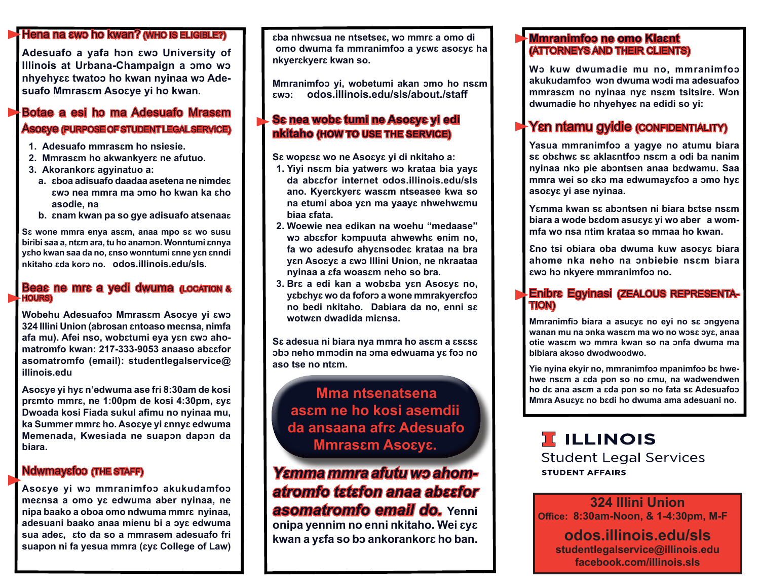## Hena na ɛwɔ ho kwan? (WHO IS ELIGIBLE?)

Adesuafo a yafa hɔn ɛwɔ University of Illinois at Urbana-Champaign a ɔmo wɔ nhyehyɛɛ twatoɔ ho kwan nyinaa wɔ Adesuafo Mmrasɛm Asoɛye yi ho kwan.

## Botae a esi ho ma Adesuafo Mrasɛm Asoɛye (PURPOSE OF STUDENT LEGAL SERVICE)

1. Adesuafo mmrasɛm ho nsiesie.
2. Mmrasɛm ho akwankyerɛ ne afutuo.
3. Akorankorɛ agyinatuo a:
   a. ɛboa adisuafo daadaa asetena ne nimdeɛ ɛwɔ nea mmra ma ɔmo ho kwan ka ɛho asodie, na
   b. ɛnam kwan pa so gye adisuafo atsenaaɛ

Sɛ wone mmra enya asɛm, anaa mpo sɛ wo susu biribi saa a, ntɛm ara, tu ho anamɔn. Wonntumi ɛnnya yɛho kwan saa da no, ɛnso wonntumi ɛnne yɛn ɛnndi nkitaho ɛda korɔ no. odos.illinois.edu/sls.

## Beaɛ ne mrɛ a yedi dwuma (LOCATION & HOURS)

Wobehu Adesuafoɔ Mmrasɛm Asoɛye yi ɛwɔ 324 Illini Union (abrosan ɛntoaso meɛnsa, nimfa afa mu). Afei nso, wobɛtumi eya yɛn ɛwɔ ahomatromfo kwan: 217-333-9053 anaaso abɛɛfor asomatromfo (email): studentlegalservice@illinois.edu

Asoɛye yi hyɛ n'edwuma ase fri 8:30am de kosi prɛmto mmrɛ, ne 1:00pm de kosi 4:30pm, ɛyɛ Dwoada kosi Fiada sukul afimu no nyinaa mu, ka Summer mmrɛ ho. Asoɛye yi ɛnnyɛ edwuma Memenada, Kwesiada ne suapɔn dapɔn da biara.

## Ndwmayɛfoo (THE STAFF)

Asoɛye yi wɔ mmranimfoɔ akukudamfoɔ meɛnsa a omo yɛ edwuma aber nyinaa, ne nipa baako a oboa omo ndwuma mmrɛ nyinaa, adesuani baako anaa mienu bi a ɔyɛ edwuma sua adeɛ, ɛto da so a mmrasem adesuafo fri suapon ni fa yesua mmra (ɛyɛ College of Law) ɛba nhwɛsua ne ntsetseɛ, wɔ mmrɛ a omo di omo dwuma fa mmranimfoɔ a yɛwɛ asoɛyɛ ha nkyerɛkyerɛ kwan so.

Mmranimfoɔ yi, wobetumi akan ɔmo ho nsɛm ɛwɔ: odos.illinois.edu/sls/about./staff

## Sɛ nea wobɛ tumi ne Asoɛyɛ yi edi nkitaho (HOW TO USE THE SERVICE)

Sɛ wopɛsɛ wo ne Asoɛyɛ yi di nkitaho a:

1. Yiyi nsɛm bia yatwerɛ wɔ krataa bia yayɛ da abɛɛfor internet odos.illinois.edu/sls ano. Kyerɛkyerɛ wasɛm ntseasee kwa so na etumi aboa yɛn ma yaayɛ nhwehwɛmu biaa ɛfata.
2. Woewie nea edikan na woehu "medaase" wɔ abɛɛfor kɔmpuuta ahwewhɛ enim no, fa wo adesufo ahyɛnsodeɛ krataa na bra yɛn Asoɛyɛ a ɛwɔ Illini Union, ne nkraataa nyinaa a ɛfa woasɛm neho so bra.
3. Brɛ a edi kan a wobɛba yɛn Asoɛyɛ no, yɛbɛhyɛ wo da foforɔ a wone mmrakyerɛfoɔ no bedi nkitaho. Dabiara da no, enni sɛ wotwɛn dwadida miɛnsa.

Sɛ adesua ni biara nya mmra ho asɛm a ɛsɛsɛ ɔbɔ neho mmɔdin na ɔma edwuama yɛ foɔ no aso tse no ntɛm.

**Mma ntsenatsena asɛm ne ho kosi asemdii da ansaana afrɛ Adesuafo Mmrasɛm Asoɛyɛ.**

***Yɛmma mmra afutu wɔ ahomatromfo tɛtɛfon anaa abɛɛfor asomatromfo email do.*** Yenni onipa yennim no enni nkitaho. Wei ɛyɛ kwan a yɛfa so bɔ ankorankorɛ ho ban.

## Mmranimfoɔ ne omo Klaɛnt (ATTORNEYS AND THEIR CLIENTS)

Wɔ kuw dwumadie mu no, mmranimfoɔ akukudamfoɔ wɔn dwuma wɔdi ma adesuafoɔ mmrasɛm no nyinaa nyɛ nsɛm tsitsire. Wɔn dwumadie ho nhyehyɛɛ na edidi so yi:

## Yɛn ntamu gyidie (CONFIDENTIALITY)

Yasua mmranimfoɔ a yagye no atumu biara sɛ obɛhwɛ sɛ aklaɛntfoɔ nsɛm a odi ba nanim nyinaa nkɔ pie abɔntsen anaa bɛdwamu. Saa mmra wei so ɛkɔ ma edwumayɛfoɔ a ɔmo hyɛ asoɛyɛ yi ase nyinaa.

Yɛmma kwan sɛ abɔntsen ni biara bɛtse nsɛm biara a wode bɛdom asuɛyɛ yi wo aber a wommfa wo nsa ntim krataa so mmaa ho kwan.

Ɛno tsi obiara oba dwuma kuw asoɛyɛ biara ahome nka neho na ɔnbiebie nsɛm biara ɛwɔ hɔ nkyere mmranimfoɔ no.

## Enibrɛ Egyinasi (ZEALOUS REPRESENTATION)

Mmranimfiɔ biara a asuɛyɛ no eyi no sɛ ɔngyena wanan mu na ɔnka wasɛm ma wo no wɔsɛ ɔyɛ, anaa otie wasɛm wɔ mmra kwan so na ɔnfa dwuma ma bibiara akɔso dwodwoodwo.

Yie nyina ekyir no, mmranimfoɔ mpanimfoɔ bɛ hwehwe nsɛm a ɛda pon so no ɛmu, na wadwendwen ho dɛ ana asɛm a ɛda pon so no fata sɛ Adesuafoɔ Mmra Asuɛyɛ no bɛdi ho dwuma ama adesuani no.

**ILLINOIS**
Student Legal Services
STUDENT AFFAIRS

**324 Illini Union**
Office: 8:30am-Noon, & 1-4:30pm, M-F
**odos.illinois.edu/sls**
studentlegalservice@illinois.edu
facebook.com/illinois.sls